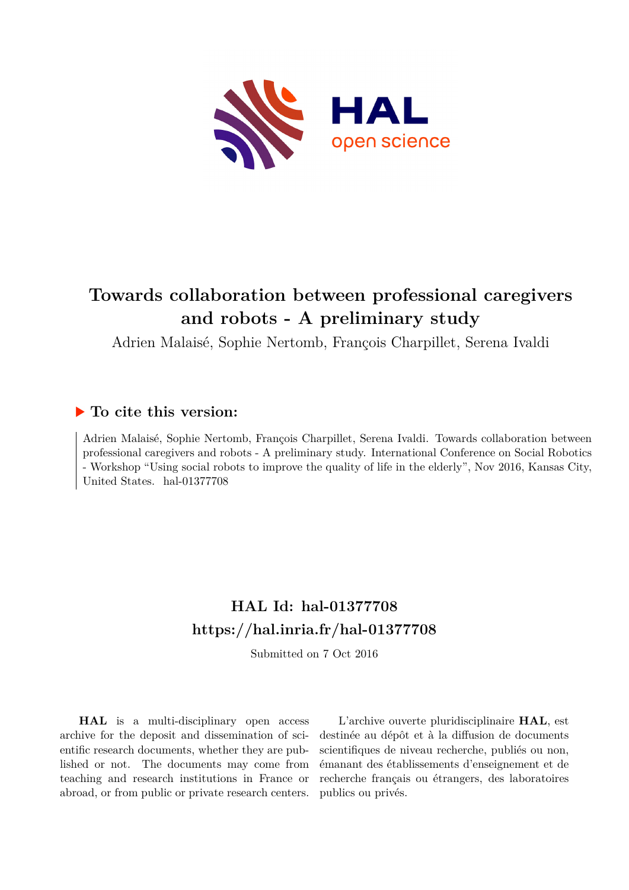# Towards collaboration between professional caregivers and robots - A preliminary study

Adrien Malaisé, Sophie Nertomb, François Charpillet, Serena Ivaldi

## ▶ To cite this version:

Adrien Malaisé, Sophie Nertomb, François Charpillet, Serena Ivaldi. Towards collaboration between professional caregivers and robots - A preliminary study. International Conference on Social Robotics - Workshop "Using social robots to improve the quality of life in the elderly", Nov 2016, Kansas City, United States. hal-01377708

## HAL Id: hal-01377708
## https://hal.inria.fr/hal-01377708

Submitted on 7 Oct 2016

**HAL** is a multi-disciplinary open access archive for the deposit and dissemination of scientific research documents, whether they are published or not. The documents may come from teaching and research institutions in France or abroad, or from public or private research centers.

L'archive ouverte pluridisciplinaire **HAL**, est destinée au dépôt et à la diffusion de documents scientifiques de niveau recherche, publiés ou non, émanant des établissements d'enseignement et de recherche français ou étrangers, des laboratoires publics ou privés.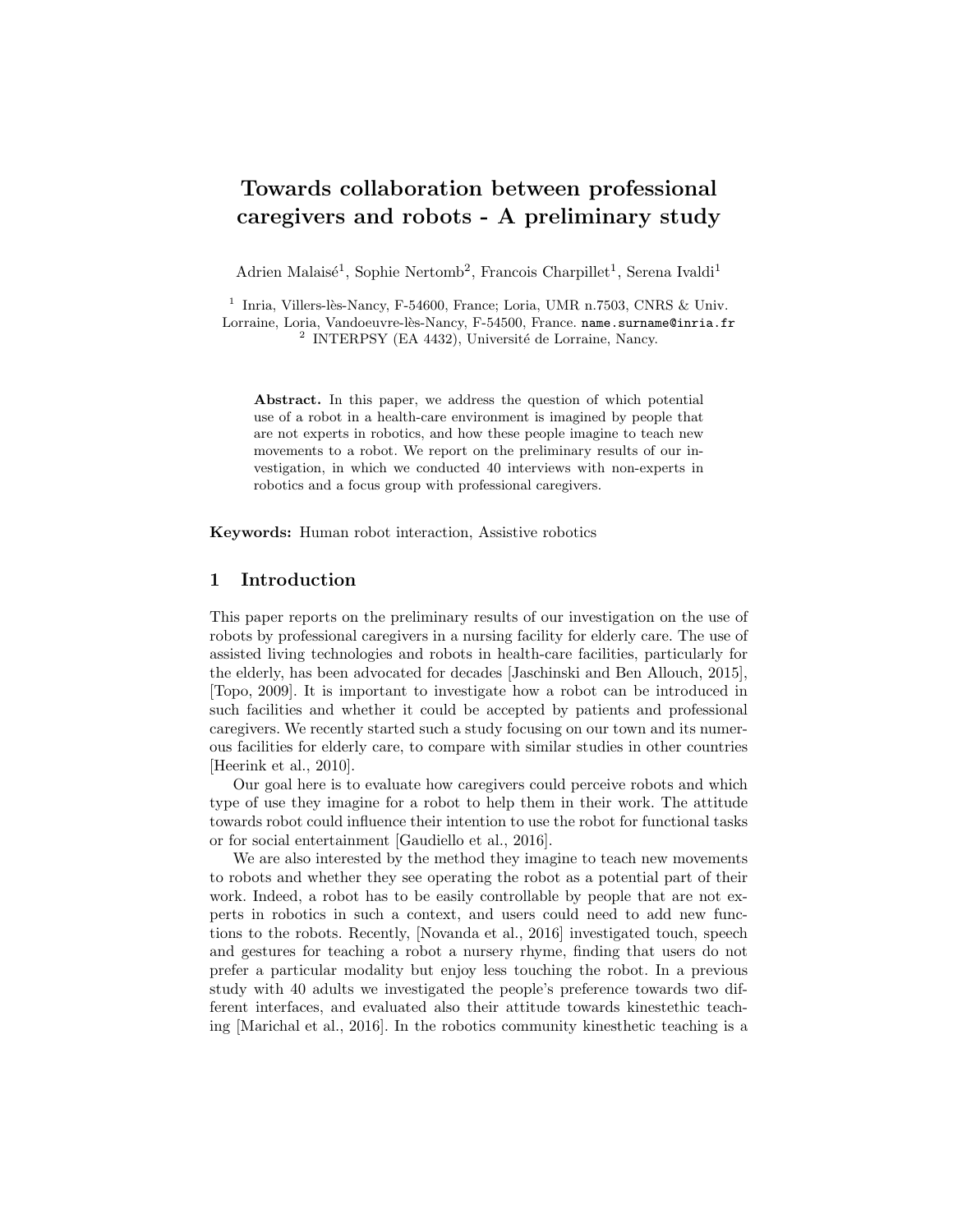# Towards collaboration between professional caregivers and robots - A preliminary study

Adrien Malaisé[1], Sophie Nertomb[2], Francois Charpillet[1], Serena Ivaldi[1]

[1] Inria, Villers-lès-Nancy, F-54600, France; Loria, UMR n.7503, CNRS & Univ. Lorraine, Loria, Vandoeuvre-lès-Nancy, F-54500, France. name.surname@inria.fr
[2] INTERPSY (EA 4432), Université de Lorraine, Nancy.

**Abstract.** In this paper, we address the question of which potential use of a robot in a health-care environment is imagined by people that are not experts in robotics, and how these people imagine to teach new movements to a robot. We report on the preliminary results of our investigation, in which we conducted 40 interviews with non-experts in robotics and a focus group with professional caregivers.

**Keywords:** Human robot interaction, Assistive robotics

## 1 Introduction

This paper reports on the preliminary results of our investigation on the use of robots by professional caregivers in a nursing facility for elderly care. The use of assisted living technologies and robots in health-care facilities, particularly for the elderly, has been advocated for decades [Jaschinski and Ben Allouch, 2015], [Topo, 2009]. It is important to investigate how a robot can be introduced in such facilities and whether it could be accepted by patients and professional caregivers. We recently started such a study focusing on our town and its numerous facilities for elderly care, to compare with similar studies in other countries [Heerink et al., 2010].

Our goal here is to evaluate how caregivers could perceive robots and which type of use they imagine for a robot to help them in their work. The attitude towards robot could influence their intention to use the robot for functional tasks or for social entertainment [Gaudiello et al., 2016].

We are also interested by the method they imagine to teach new movements to robots and whether they see operating the robot as a potential part of their work. Indeed, a robot has to be easily controllable by people that are not experts in robotics in such a context, and users could need to add new functions to the robots. Recently, [Novanda et al., 2016] investigated touch, speech and gestures for teaching a robot a nursery rhyme, finding that users do not prefer a particular modality but enjoy less touching the robot. In a previous study with 40 adults we investigated the people's preference towards two different interfaces, and evaluated also their attitude towards kinestethic teaching [Marichal et al., 2016]. In the robotics community kinesthetic teaching is a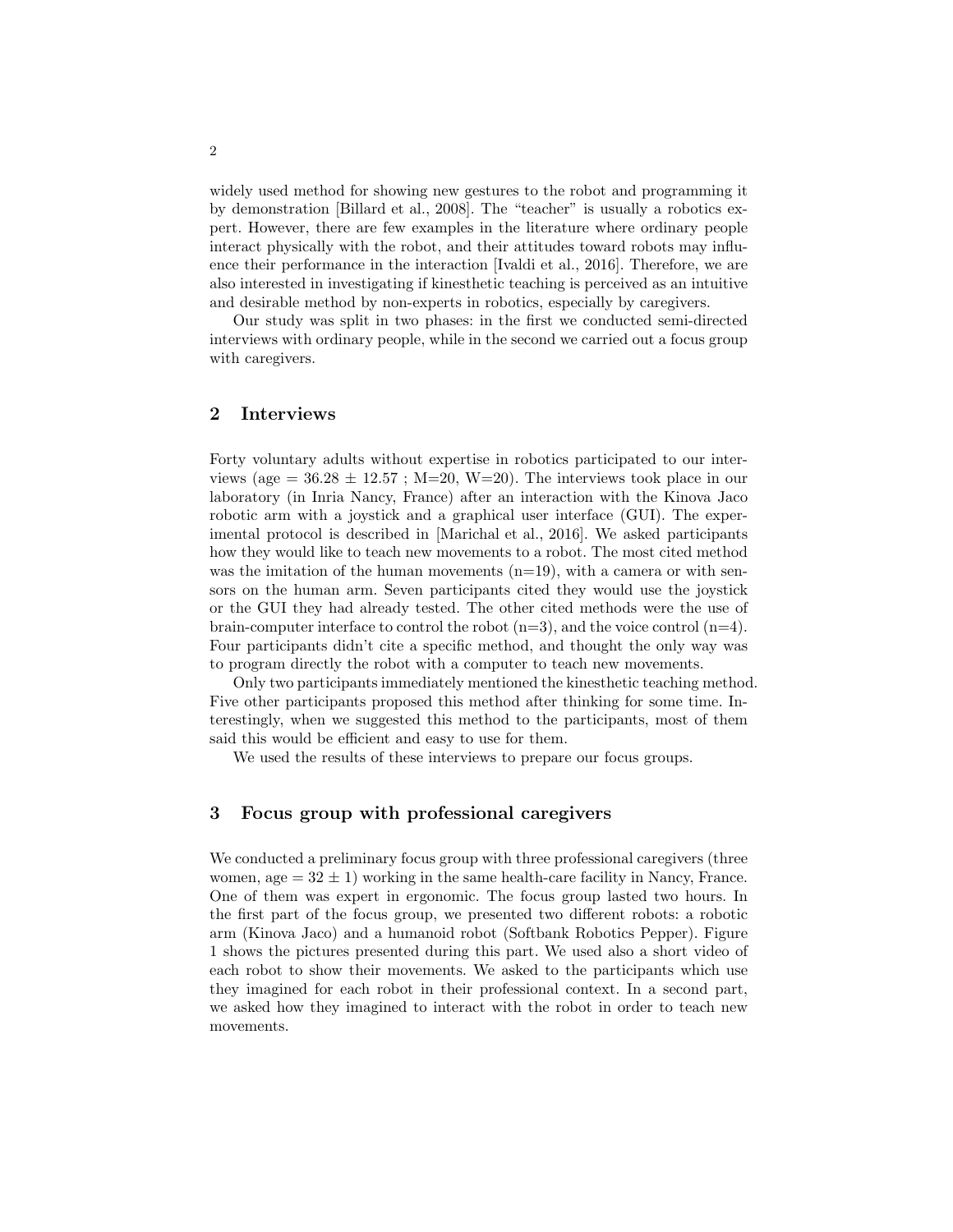widely used method for showing new gestures to the robot and programming it by demonstration [Billard et al., 2008]. The "teacher" is usually a robotics expert. However, there are few examples in the literature where ordinary people interact physically with the robot, and their attitudes toward robots may influence their performance in the interaction [Ivaldi et al., 2016]. Therefore, we are also interested in investigating if kinesthetic teaching is perceived as an intuitive and desirable method by non-experts in robotics, especially by caregivers.

Our study was split in two phases: in the first we conducted semi-directed interviews with ordinary people, while in the second we carried out a focus group with caregivers.

## 2 Interviews

Forty voluntary adults without expertise in robotics participated to our interviews (age $= 36.28 \pm 12.57$ ; M=20, W=20). The interviews took place in our laboratory (in Inria Nancy, France) after an interaction with the Kinova Jaco robotic arm with a joystick and a graphical user interface (GUI). The experimental protocol is described in [Marichal et al., 2016]. We asked participants how they would like to teach new movements to a robot. The most cited method was the imitation of the human movements (n=19), with a camera or with sensors on the human arm. Seven participants cited they would use the joystick or the GUI they had already tested. The other cited methods were the use of brain-computer interface to control the robot (n=3), and the voice control (n=4). Four participants didn't cite a specific method, and thought the only way was to program directly the robot with a computer to teach new movements.

Only two participants immediately mentioned the kinesthetic teaching method. Five other participants proposed this method after thinking for some time. Interestingly, when we suggested this method to the participants, most of them said this would be efficient and easy to use for them.

We used the results of these interviews to prepare our focus groups.

## 3 Focus group with professional caregivers

We conducted a preliminary focus group with three professional caregivers (three women, age $= 32 \pm 1$) working in the same health-care facility in Nancy, France. One of them was expert in ergonomic. The focus group lasted two hours. In the first part of the focus group, we presented two different robots: a robotic arm (Kinova Jaco) and a humanoid robot (Softbank Robotics Pepper). Figure 1 shows the pictures presented during this part. We used also a short video of each robot to show their movements. We asked to the participants which use they imagined for each robot in their professional context. In a second part, we asked how they imagined to interact with the robot in order to teach new movements.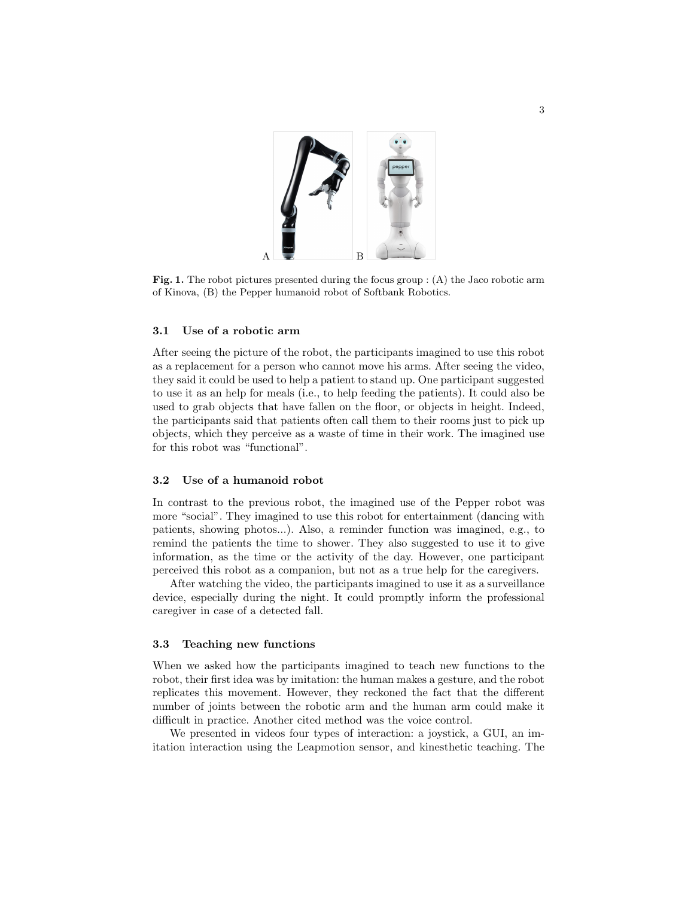Fig. 1. The robot pictures presented during the focus group : (A) the Jaco robotic arm of Kinova, (B) the Pepper humanoid robot of Softbank Robotics.

### 3.1 Use of a robotic arm

After seeing the picture of the robot, the participants imagined to use this robot as a replacement for a person who cannot move his arms. After seeing the video, they said it could be used to help a patient to stand up. One participant suggested to use it as an help for meals (i.e., to help feeding the patients). It could also be used to grab objects that have fallen on the floor, or objects in height. Indeed, the participants said that patients often call them to their rooms just to pick up objects, which they perceive as a waste of time in their work. The imagined use for this robot was "functional".

### 3.2 Use of a humanoid robot

In contrast to the previous robot, the imagined use of the Pepper robot was more "social". They imagined to use this robot for entertainment (dancing with patients, showing photos...). Also, a reminder function was imagined, e.g., to remind the patients the time to shower. They also suggested to use it to give information, as the time or the activity of the day. However, one participant perceived this robot as a companion, but not as a true help for the caregivers.

After watching the video, the participants imagined to use it as a surveillance device, especially during the night. It could promptly inform the professional caregiver in case of a detected fall.

### 3.3 Teaching new functions

When we asked how the participants imagined to teach new functions to the robot, their first idea was by imitation: the human makes a gesture, and the robot replicates this movement. However, they reckoned the fact that the different number of joints between the robotic arm and the human arm could make it difficult in practice. Another cited method was the voice control.

We presented in videos four types of interaction: a joystick, a GUI, an imitation interaction using the Leapmotion sensor, and kinesthetic teaching. The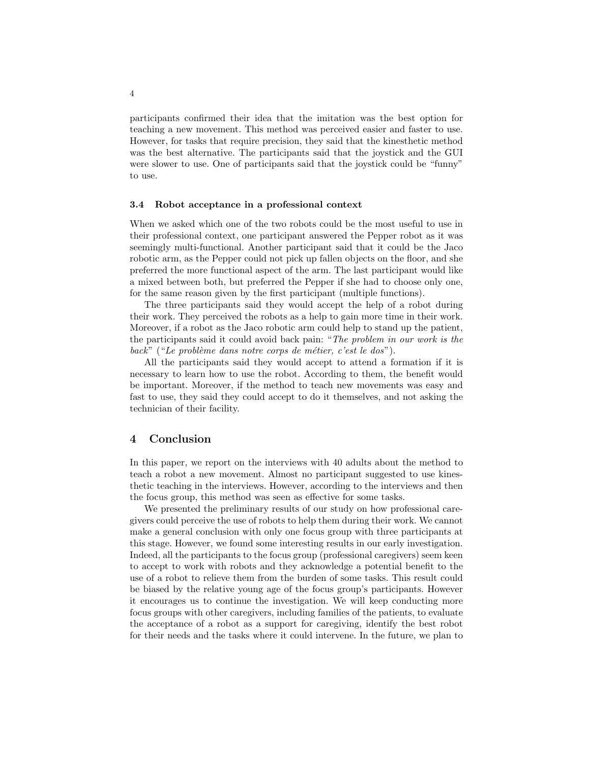participants confirmed their idea that the imitation was the best option for teaching a new movement. This method was perceived easier and faster to use. However, for tasks that require precision, they said that the kinesthetic method was the best alternative. The participants said that the joystick and the GUI were slower to use. One of participants said that the joystick could be "funny" to use.

### 3.4 Robot acceptance in a professional context

When we asked which one of the two robots could be the most useful to use in their professional context, one participant answered the Pepper robot as it was seemingly multi-functional. Another participant said that it could be the Jaco robotic arm, as the Pepper could not pick up fallen objects on the floor, and she preferred the more functional aspect of the arm. The last participant would like a mixed between both, but preferred the Pepper if she had to choose only one, for the same reason given by the first participant (multiple functions).

The three participants said they would accept the help of a robot during their work. They perceived the robots as a help to gain more time in their work. Moreover, if a robot as the Jaco robotic arm could help to stand up the patient, the participants said it could avoid back pain: "*The problem in our work is the back*" ("*Le problème dans notre corps de métier, c'est le dos*").

All the participants said they would accept to attend a formation if it is necessary to learn how to use the robot. According to them, the benefit would be important. Moreover, if the method to teach new movements was easy and fast to use, they said they could accept to do it themselves, and not asking the technician of their facility.

## 4 Conclusion

In this paper, we report on the interviews with 40 adults about the method to teach a robot a new movement. Almost no participant suggested to use kinesthetic teaching in the interviews. However, according to the interviews and then the focus group, this method was seen as effective for some tasks.

We presented the preliminary results of our study on how professional caregivers could perceive the use of robots to help them during their work. We cannot make a general conclusion with only one focus group with three participants at this stage. However, we found some interesting results in our early investigation. Indeed, all the participants to the focus group (professional caregivers) seem keen to accept to work with robots and they acknowledge a potential benefit to the use of a robot to relieve them from the burden of some tasks. This result could be biased by the relative young age of the focus group's participants. However it encourages us to continue the investigation. We will keep conducting more focus groups with other caregivers, including families of the patients, to evaluate the acceptance of a robot as a support for caregiving, identify the best robot for their needs and the tasks where it could intervene. In the future, we plan to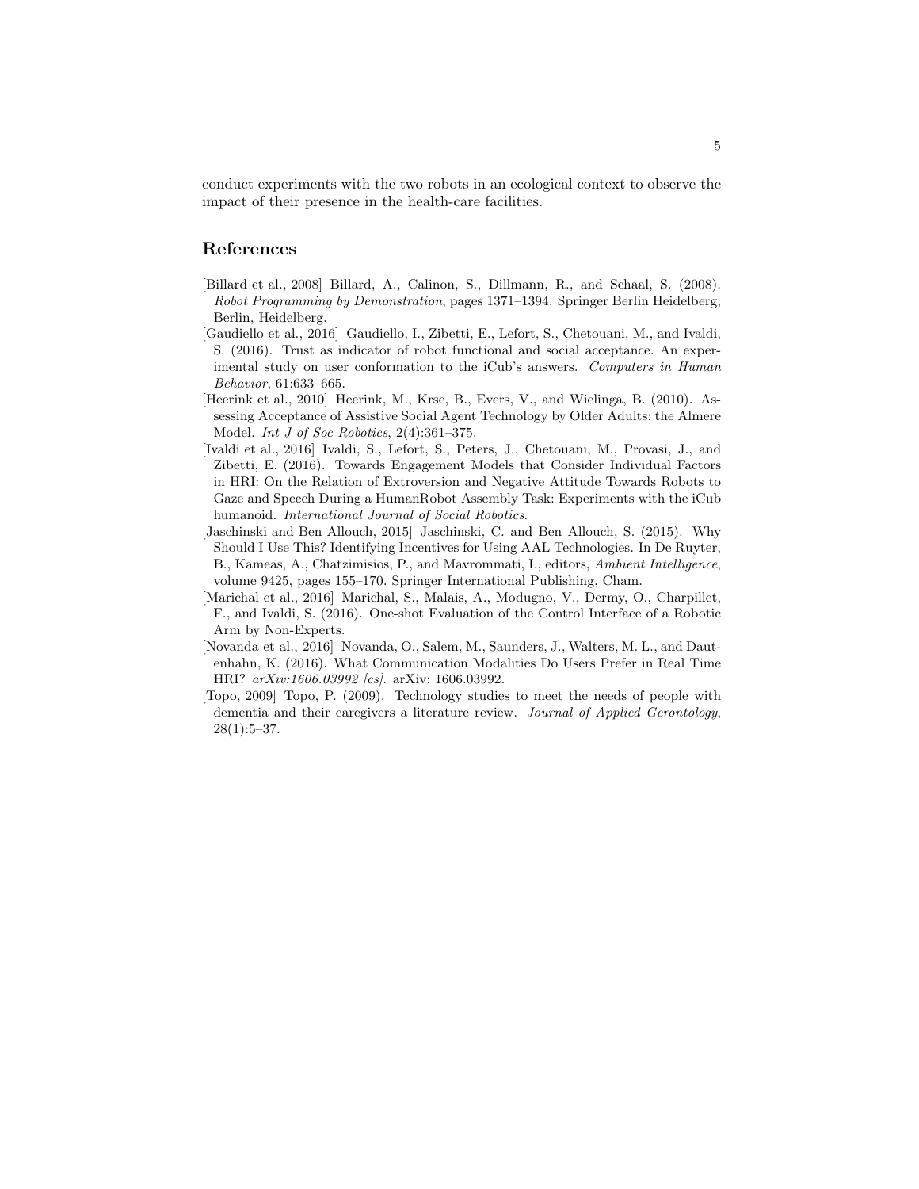conduct experiments with the two robots in an ecological context to observe the impact of their presence in the health-care facilities.

## References

[Billard et al., 2008] Billard, A., Calinon, S., Dillmann, R., and Schaal, S. (2008). *Robot Programming by Demonstration*, pages 1371–1394. Springer Berlin Heidelberg, Berlin, Heidelberg.

[Gaudiello et al., 2016] Gaudiello, I., Zibetti, E., Lefort, S., Chetouani, M., and Ivaldi, S. (2016). Trust as indicator of robot functional and social acceptance. An experimental study on user conformation to the iCub's answers. *Computers in Human Behavior*, 61:633–665.

[Heerink et al., 2010] Heerink, M., Krse, B., Evers, V., and Wielinga, B. (2010). Assessing Acceptance of Assistive Social Agent Technology by Older Adults: the Almere Model. *Int J of Soc Robotics*, 2(4):361–375.

[Ivaldi et al., 2016] Ivaldi, S., Lefort, S., Peters, J., Chetouani, M., Provasi, J., and Zibetti, E. (2016). Towards Engagement Models that Consider Individual Factors in HRI: On the Relation of Extroversion and Negative Attitude Towards Robots to Gaze and Speech During a HumanRobot Assembly Task: Experiments with the iCub humanoid. *International Journal of Social Robotics*.

[Jaschinski and Ben Allouch, 2015] Jaschinski, C. and Ben Allouch, S. (2015). Why Should I Use This? Identifying Incentives for Using AAL Technologies. In De Ruyter, B., Kameas, A., Chatzimisios, P., and Mavrommati, I., editors, *Ambient Intelligence*, volume 9425, pages 155–170. Springer International Publishing, Cham.

[Marichal et al., 2016] Marichal, S., Malais, A., Modugno, V., Dermy, O., Charpillet, F., and Ivaldi, S. (2016). One-shot Evaluation of the Control Interface of a Robotic Arm by Non-Experts.

[Novanda et al., 2016] Novanda, O., Salem, M., Saunders, J., Walters, M. L., and Dautenhahn, K. (2016). What Communication Modalities Do Users Prefer in Real Time HRI? *arXiv:1606.03992 [cs]*. arXiv: 1606.03992.

[Topo, 2009] Topo, P. (2009). Technology studies to meet the needs of people with dementia and their caregivers a literature review. *Journal of Applied Gerontology*, 28(1):5–37.